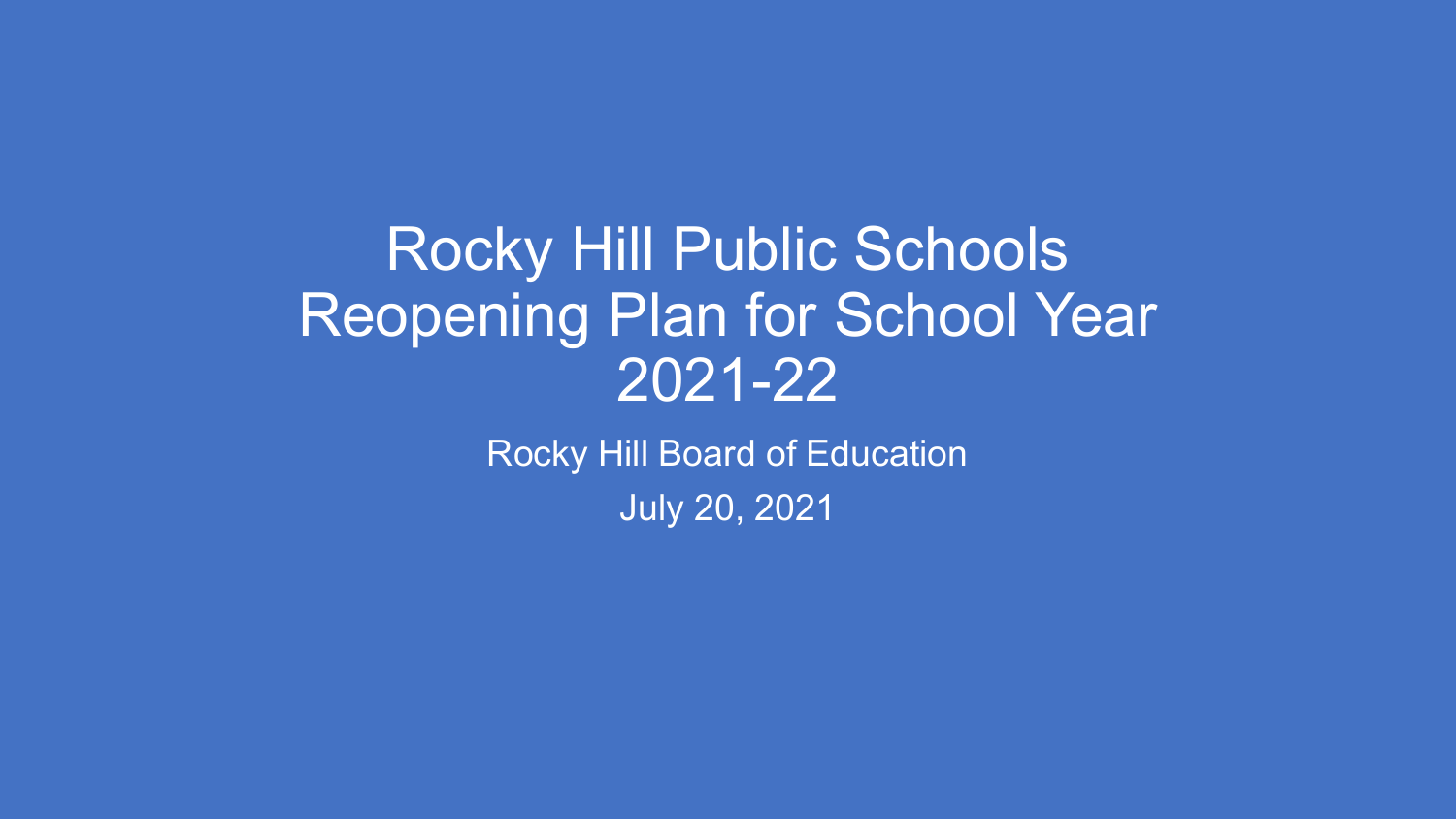# Rocky Hill Public Schools Reopening Plan for School Year 2021-22

Rocky Hill Board of Education

July 20, 2021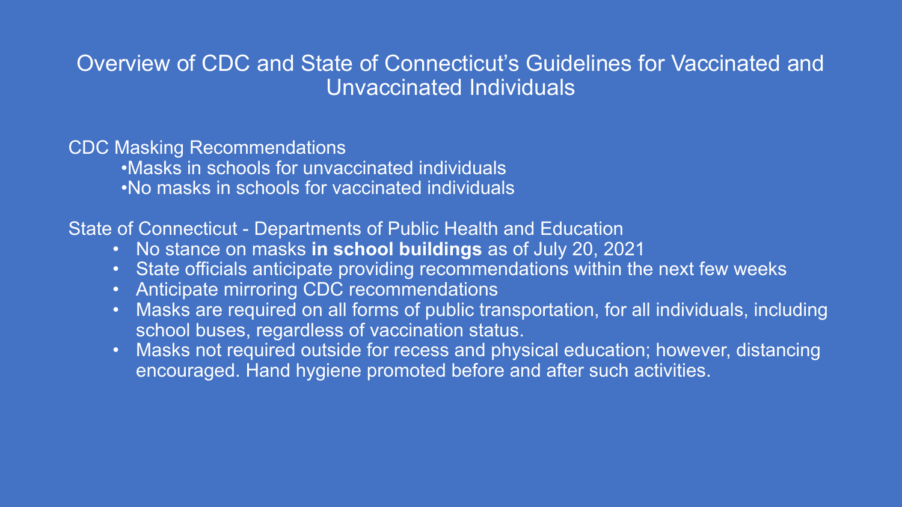# Overview of CDC and State of Connecticut's Guidelines for Vaccinated and Unvaccinated Individuals

CDC Masking Recommendations

- Masks in schools for unvaccinated individuals
- No masks in schools for vaccinated individuals

State of Connecticut - Departments of Public Health and Education

- No stance on masks **in school buildings** as of July 20, 2021
- State officials anticipate providing recommendations within the next few weeks
- Anticipate mirroring CDC recommendations
- Masks are required on all forms of public transportation, for all individuals, including school buses, regardless of vaccination status.
- Masks not required outside for recess and physical education; however, distancing encouraged. Hand hygiene promoted before and after such activities.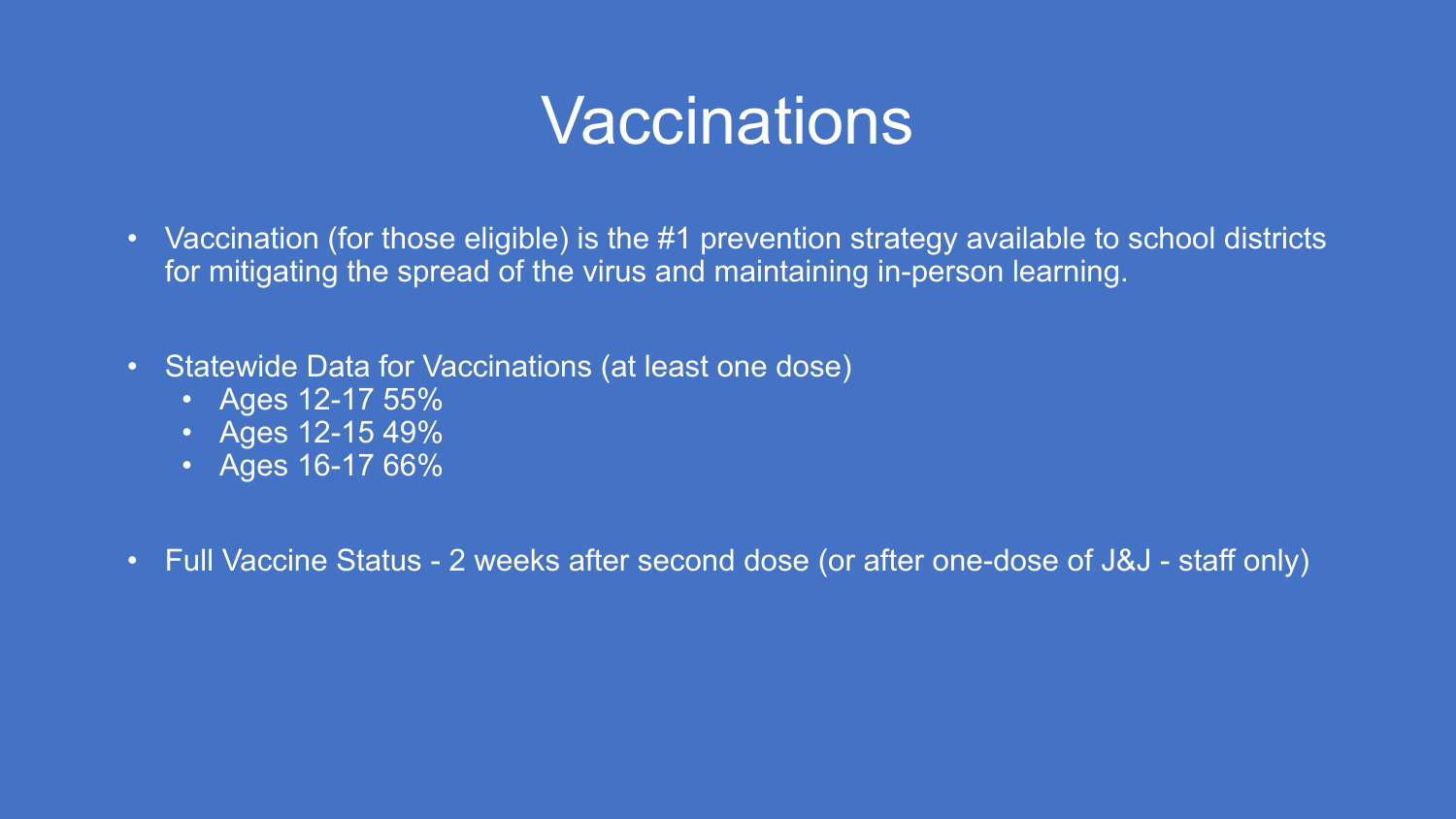# Vaccinations

- Vaccination (for those eligible) is the #1 prevention strategy available to school districts for mitigating the spread of the virus and maintaining in-person learning.

- Statewide Data for Vaccinations (at least one dose)
  - Ages 12-17 55%
  - Ages 12-15 49%
  - Ages 16-17 66%

- Full Vaccine Status - 2 weeks after second dose (or after one-dose of J&J - staff only)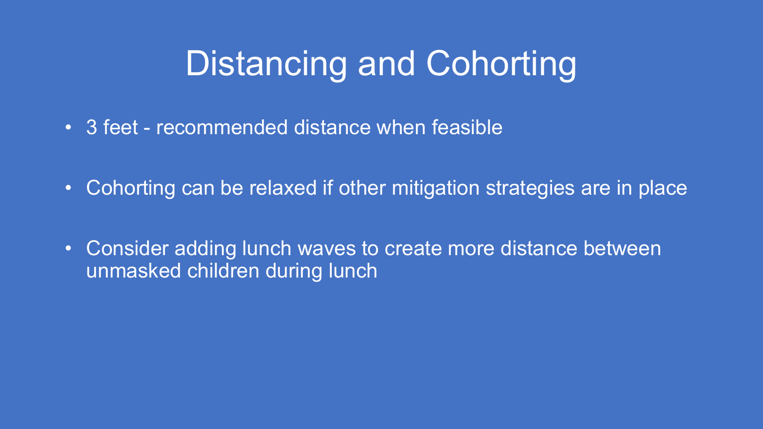# Distancing and Cohorting

- 3 feet - recommended distance when feasible
- Cohorting can be relaxed if other mitigation strategies are in place
- Consider adding lunch waves to create more distance between unmasked children during lunch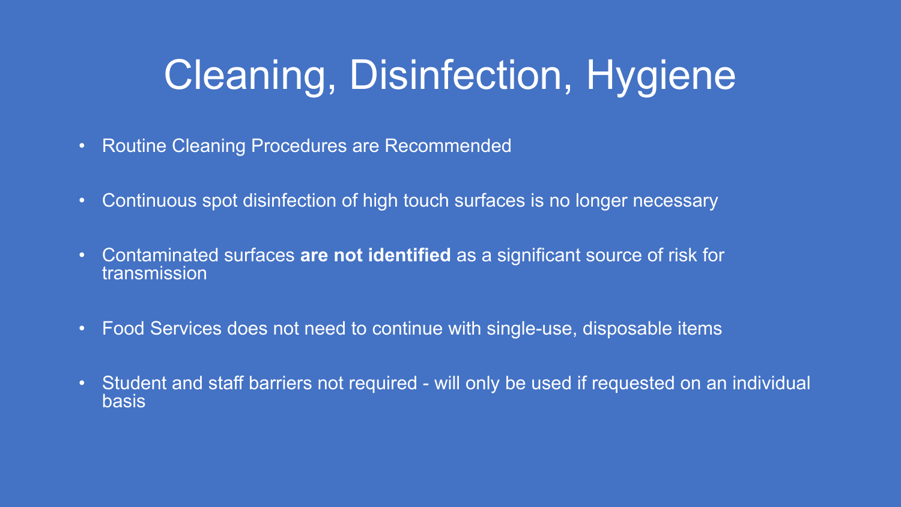# Cleaning, Disinfection, Hygiene

- Routine Cleaning Procedures are Recommended
- Continuous spot disinfection of high touch surfaces is no longer necessary
- Contaminated surfaces **are not identified** as a significant source of risk for transmission
- Food Services does not need to continue with single-use, disposable items
- Student and staff barriers not required - will only be used if requested on an individual basis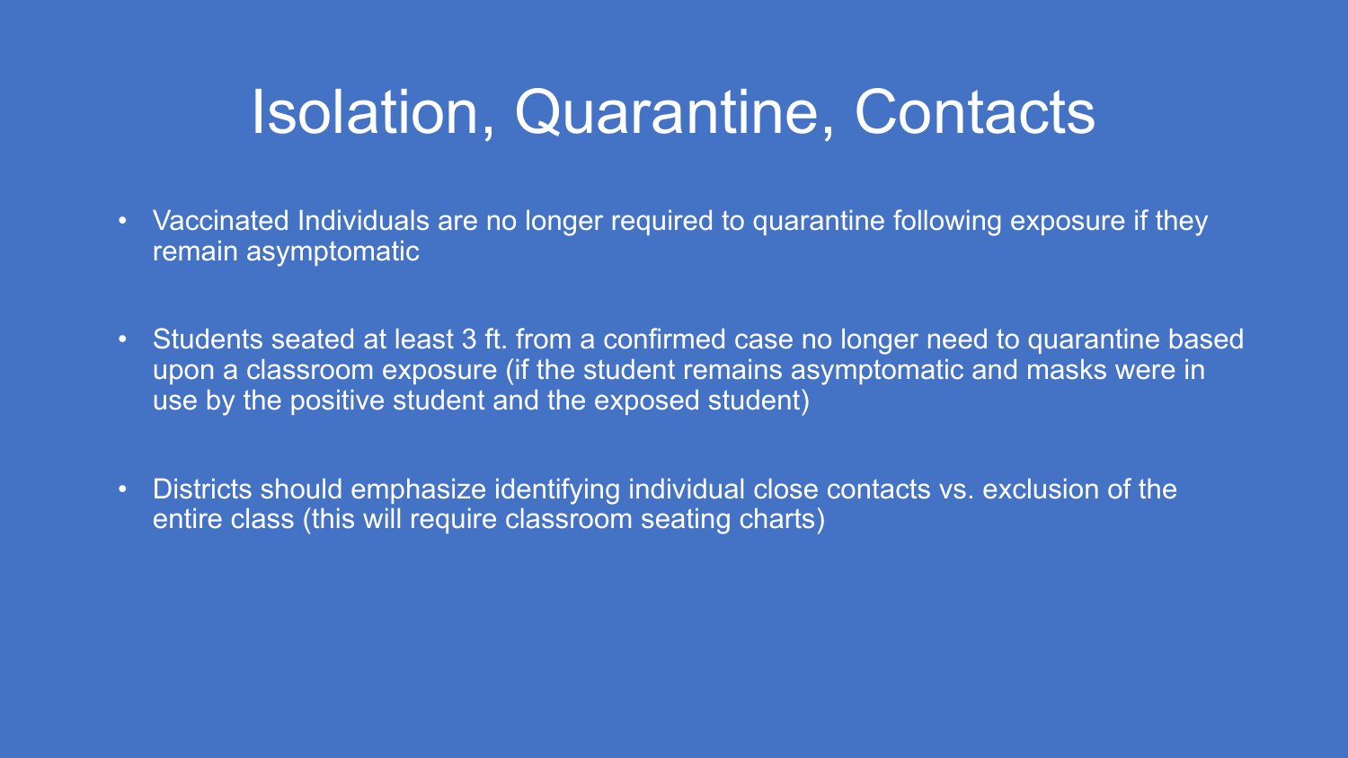# Isolation, Quarantine, Contacts

- Vaccinated Individuals are no longer required to quarantine following exposure if they remain asymptomatic
- Students seated at least 3 ft. from a confirmed case no longer need to quarantine based upon a classroom exposure (if the student remains asymptomatic and masks were in use by the positive student and the exposed student)
- Districts should emphasize identifying individual close contacts vs. exclusion of the entire class (this will require classroom seating charts)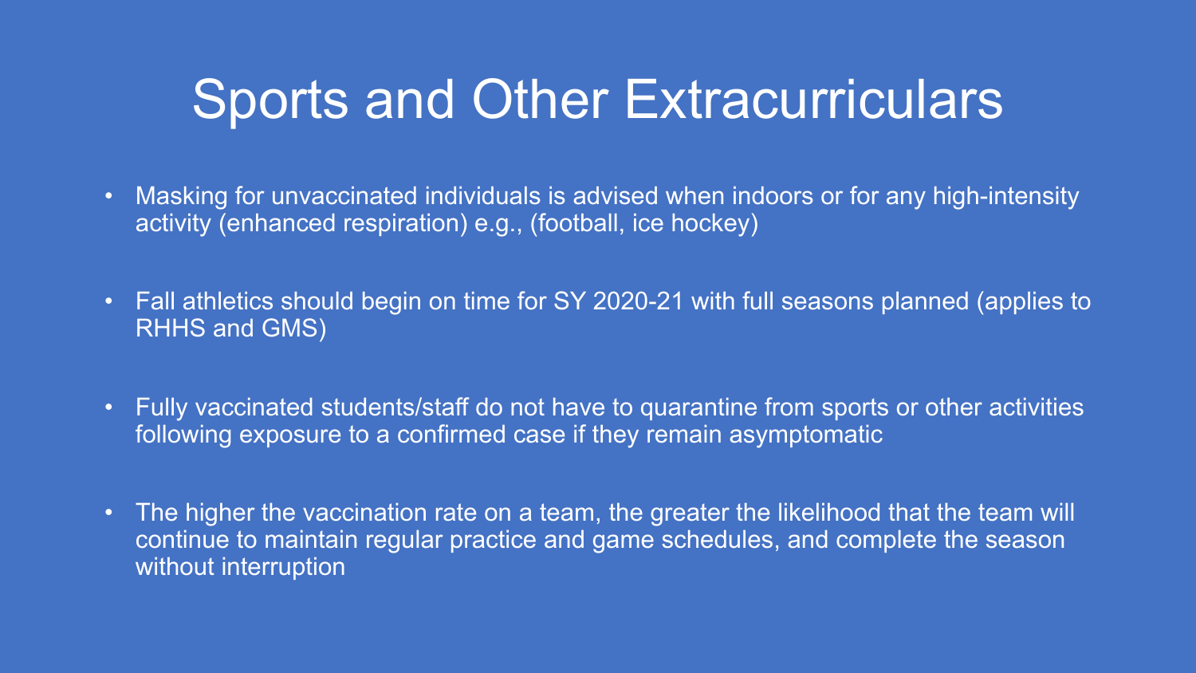# Sports and Other Extracurriculars

- Masking for unvaccinated individuals is advised when indoors or for any high-intensity activity (enhanced respiration) e.g., (football, ice hockey)

- Fall athletics should begin on time for SY 2020-21 with full seasons planned (applies to RHHS and GMS)

- Fully vaccinated students/staff do not have to quarantine from sports or other activities following exposure to a confirmed case if they remain asymptomatic

- The higher the vaccination rate on a team, the greater the likelihood that the team will continue to maintain regular practice and game schedules, and complete the season without interruption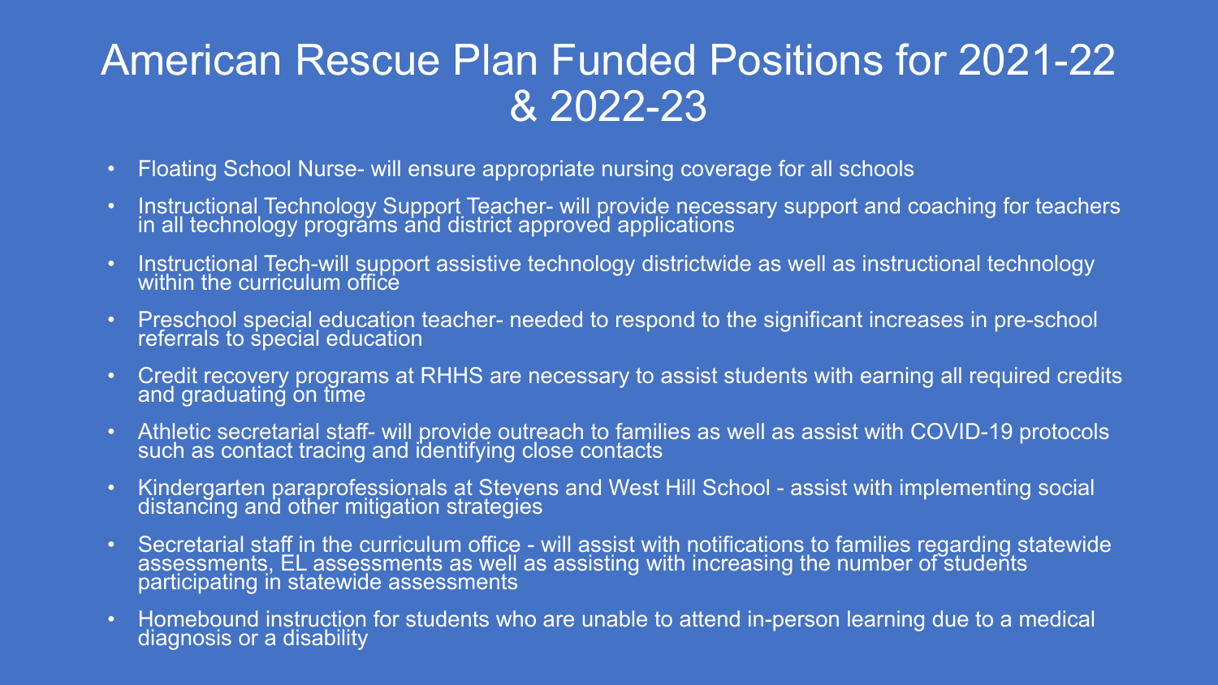# American Rescue Plan Funded Positions for 2021-22 & 2022-23

- Floating School Nurse- will ensure appropriate nursing coverage for all schools
- Instructional Technology Support Teacher- will provide necessary support and coaching for teachers in all technology programs and district approved applications
- Instructional Tech-will support assistive technology districtwide as well as instructional technology within the curriculum office
- Preschool special education teacher- needed to respond to the significant increases in pre-school referrals to special education
- Credit recovery programs at RHHS are necessary to assist students with earning all required credits and graduating on time
- Athletic secretarial staff- will provide outreach to families as well as assist with COVID-19 protocols such as contact tracing and identifying close contacts
- Kindergarten paraprofessionals at Stevens and West Hill School - assist with implementing social distancing and other mitigation strategies
- Secretarial staff in the curriculum office - will assist with notifications to families regarding statewide assessments, EL assessments as well as assisting with increasing the number of students participating in statewide assessments
- Homebound instruction for students who are unable to attend in-person learning due to a medical diagnosis or a disability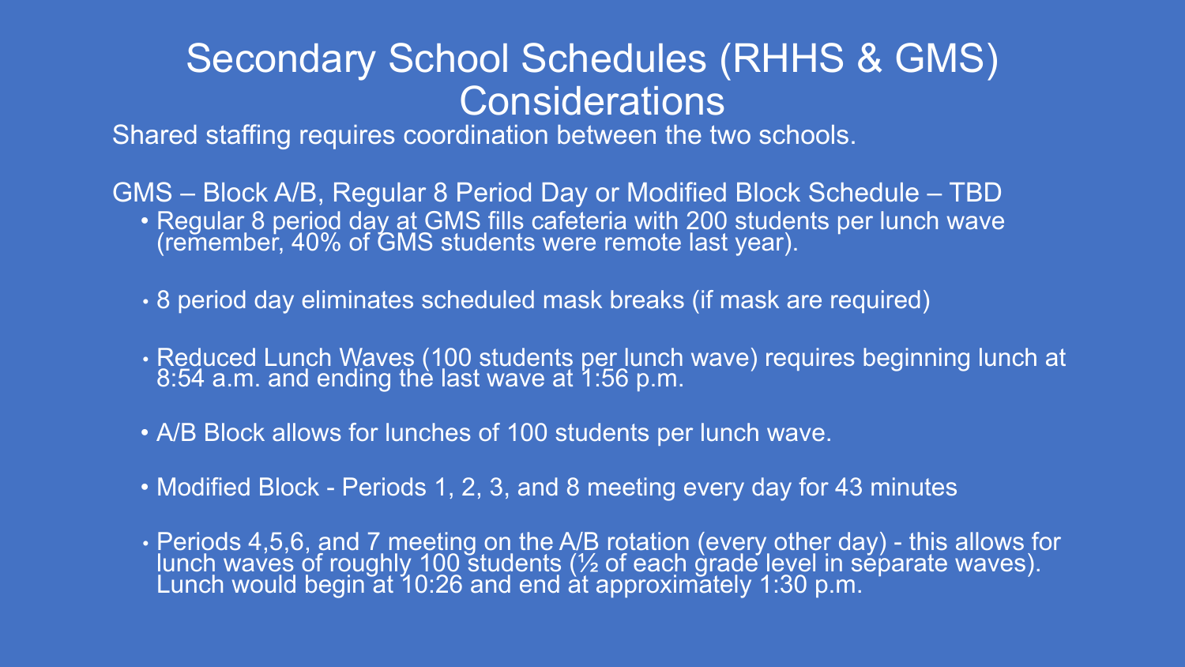# Secondary School Schedules (RHHS & GMS) Considerations

Shared staffing requires coordination between the two schools.

GMS – Block A/B, Regular 8 Period Day or Modified Block Schedule – TBD

- Regular 8 period day at GMS fills cafeteria with 200 students per lunch wave (remember, 40% of GMS students were remote last year).
- 8 period day eliminates scheduled mask breaks (if mask are required)
- Reduced Lunch Waves (100 students per lunch wave) requires beginning lunch at 8:54 a.m. and ending the last wave at 1:56 p.m.
- A/B Block allows for lunches of 100 students per lunch wave.
- Modified Block - Periods 1, 2, 3, and 8 meeting every day for 43 minutes
- Periods 4,5,6, and 7 meeting on the A/B rotation (every other day) - this allows for lunch waves of roughly 100 students (½ of each grade level in separate waves). Lunch would begin at 10:26 and end at approximately 1:30 p.m.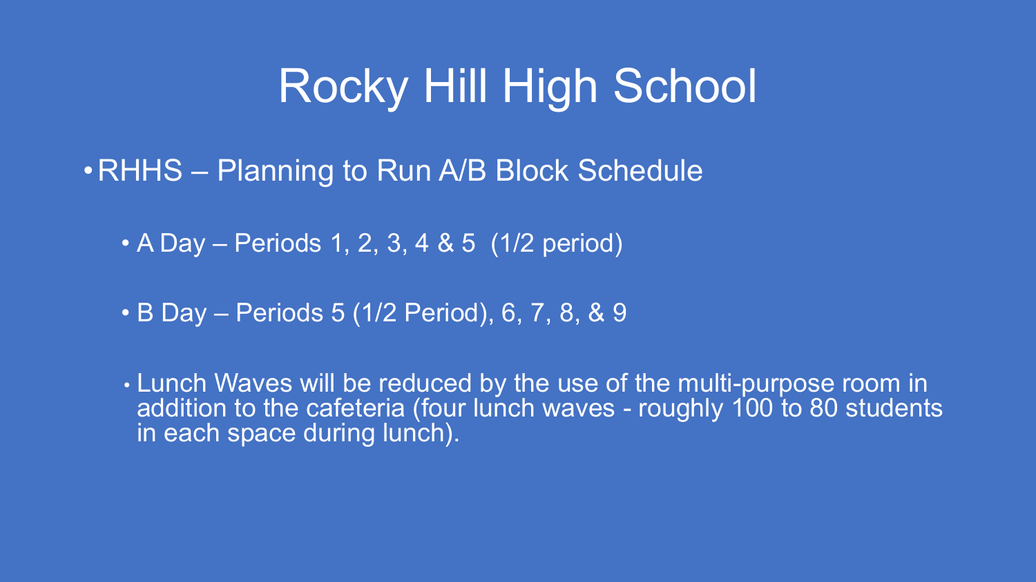# Rocky Hill High School

- RHHS – Planning to Run A/B Block Schedule
  - A Day – Periods 1, 2, 3, 4 & 5 (1/2 period)
  - B Day – Periods 5 (1/2 Period), 6, 7, 8, & 9
  - Lunch Waves will be reduced by the use of the multi-purpose room in addition to the cafeteria (four lunch waves - roughly 100 to 80 students in each space during lunch).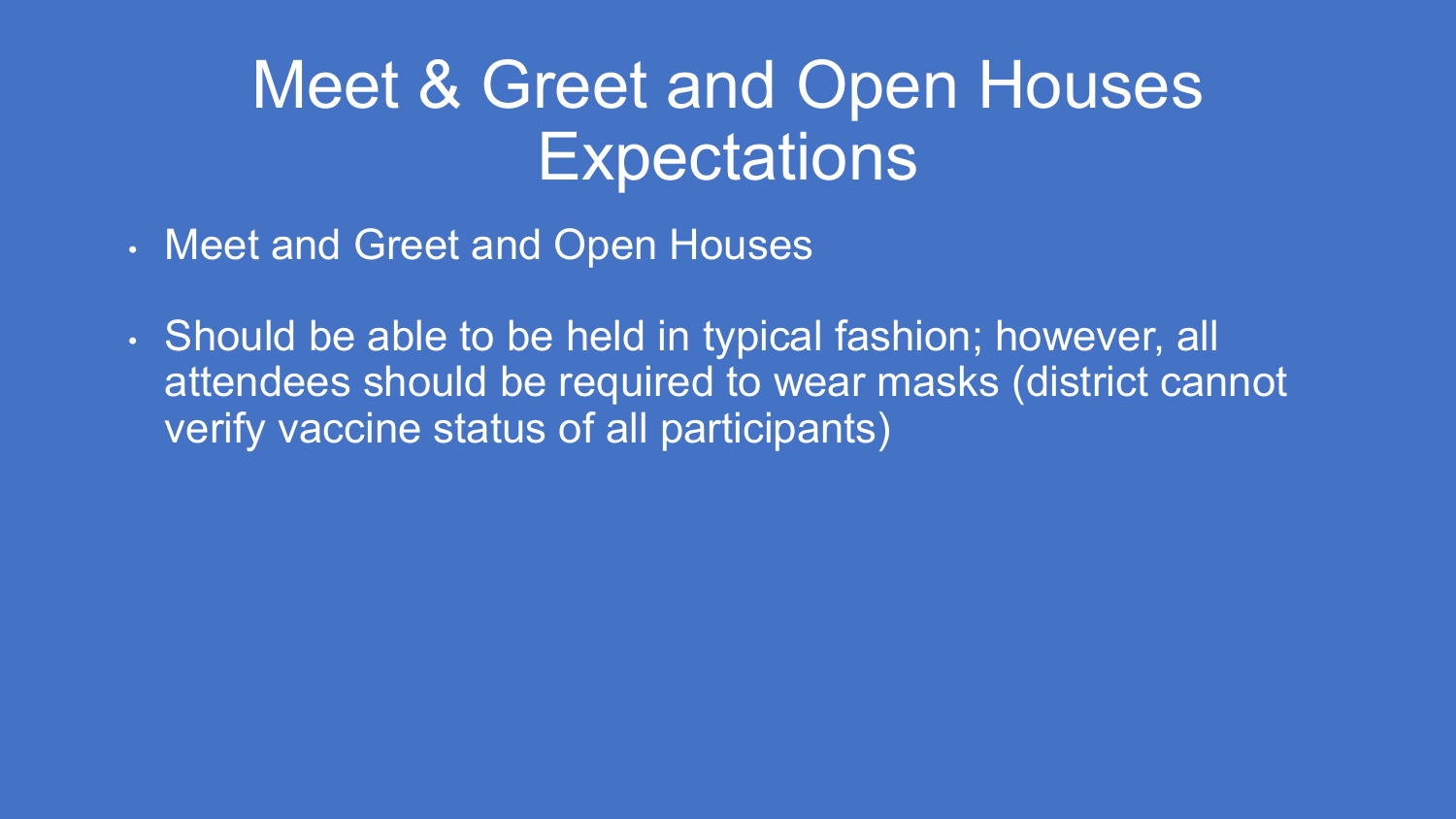# Meet & Greet and Open Houses Expectations

- Meet and Greet and Open Houses
- Should be able to be held in typical fashion; however, all attendees should be required to wear masks (district cannot verify vaccine status of all participants)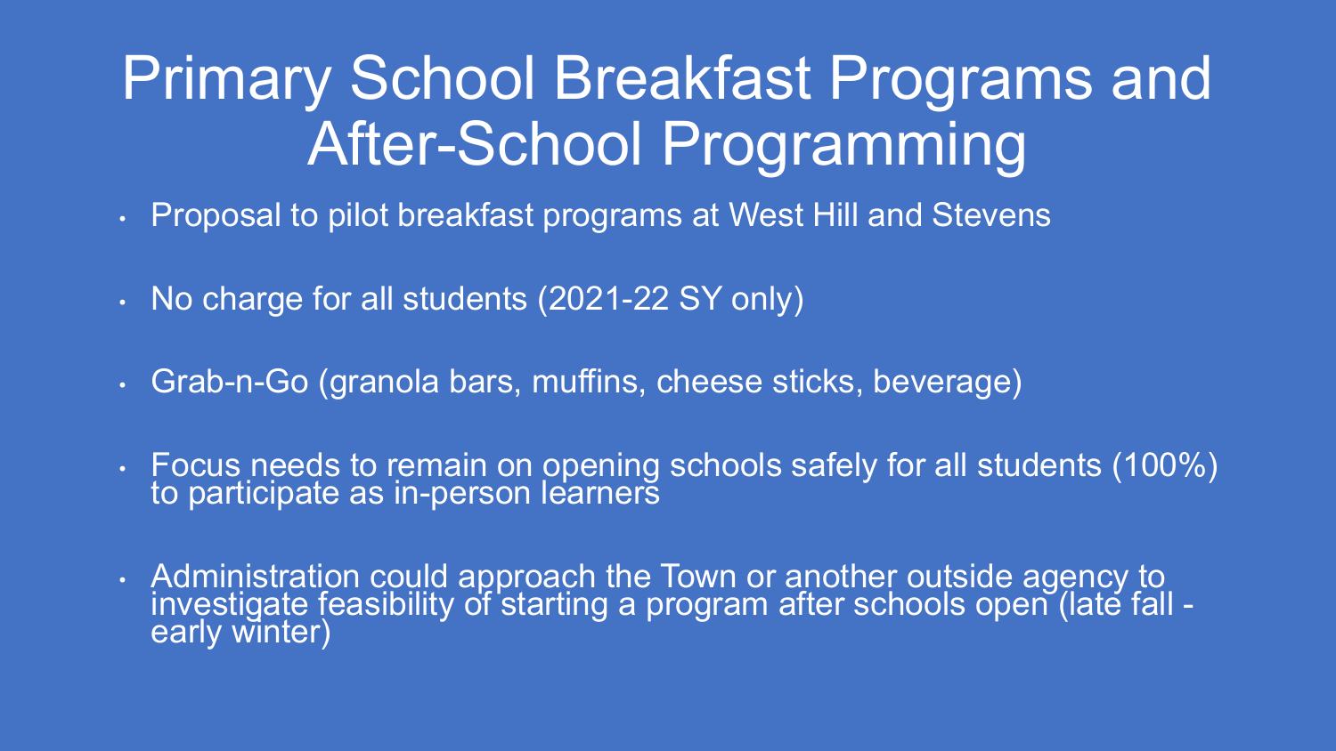# Primary School Breakfast Programs and After-School Programming

- Proposal to pilot breakfast programs at West Hill and Stevens
- No charge for all students (2021-22 SY only)
- Grab-n-Go (granola bars, muffins, cheese sticks, beverage)
- Focus needs to remain on opening schools safely for all students (100%) to participate as in-person learners
- Administration could approach the Town or another outside agency to investigate feasibility of starting a program after schools open (late fall - early winter)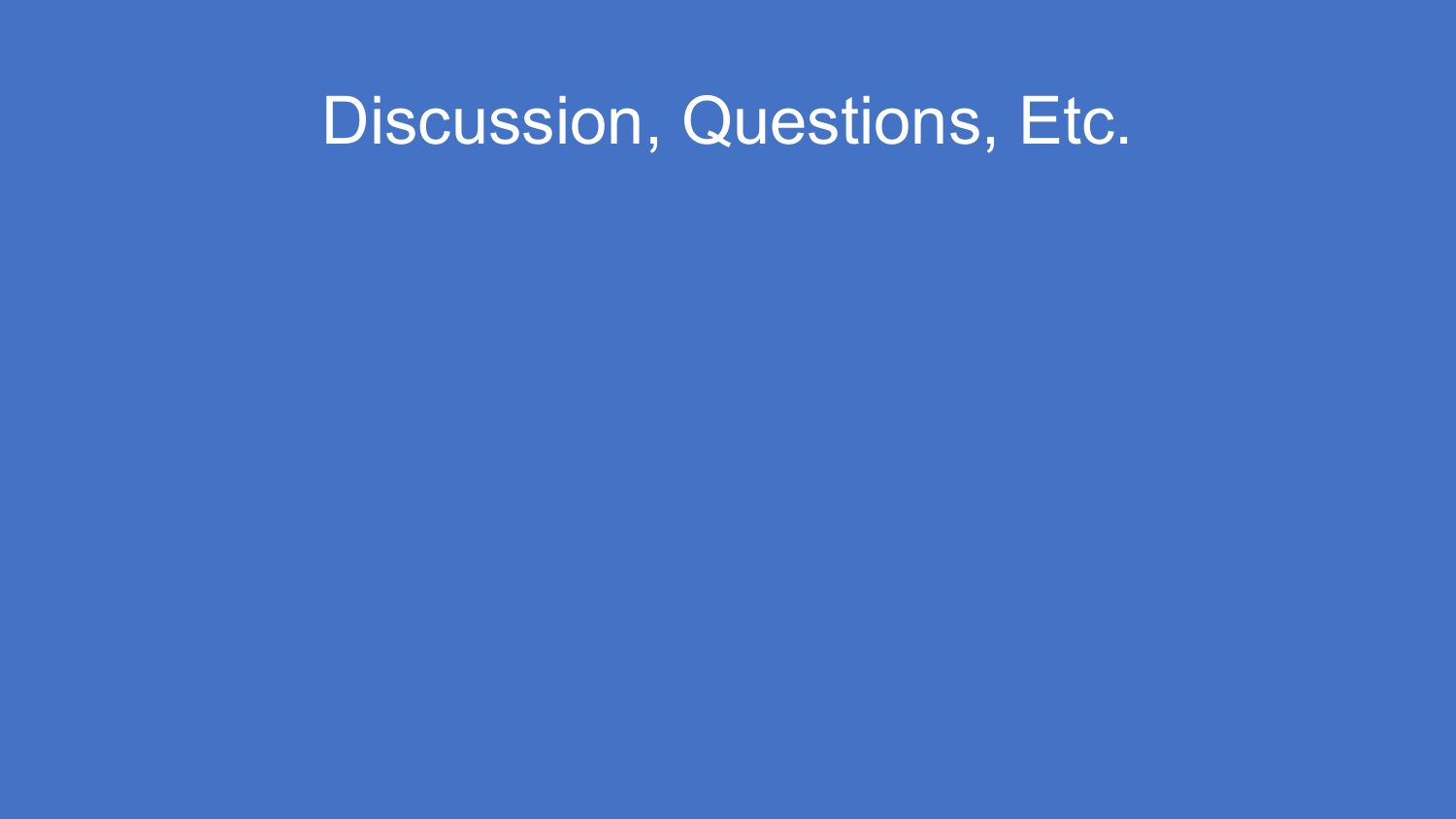# Discussion, Questions, Etc.